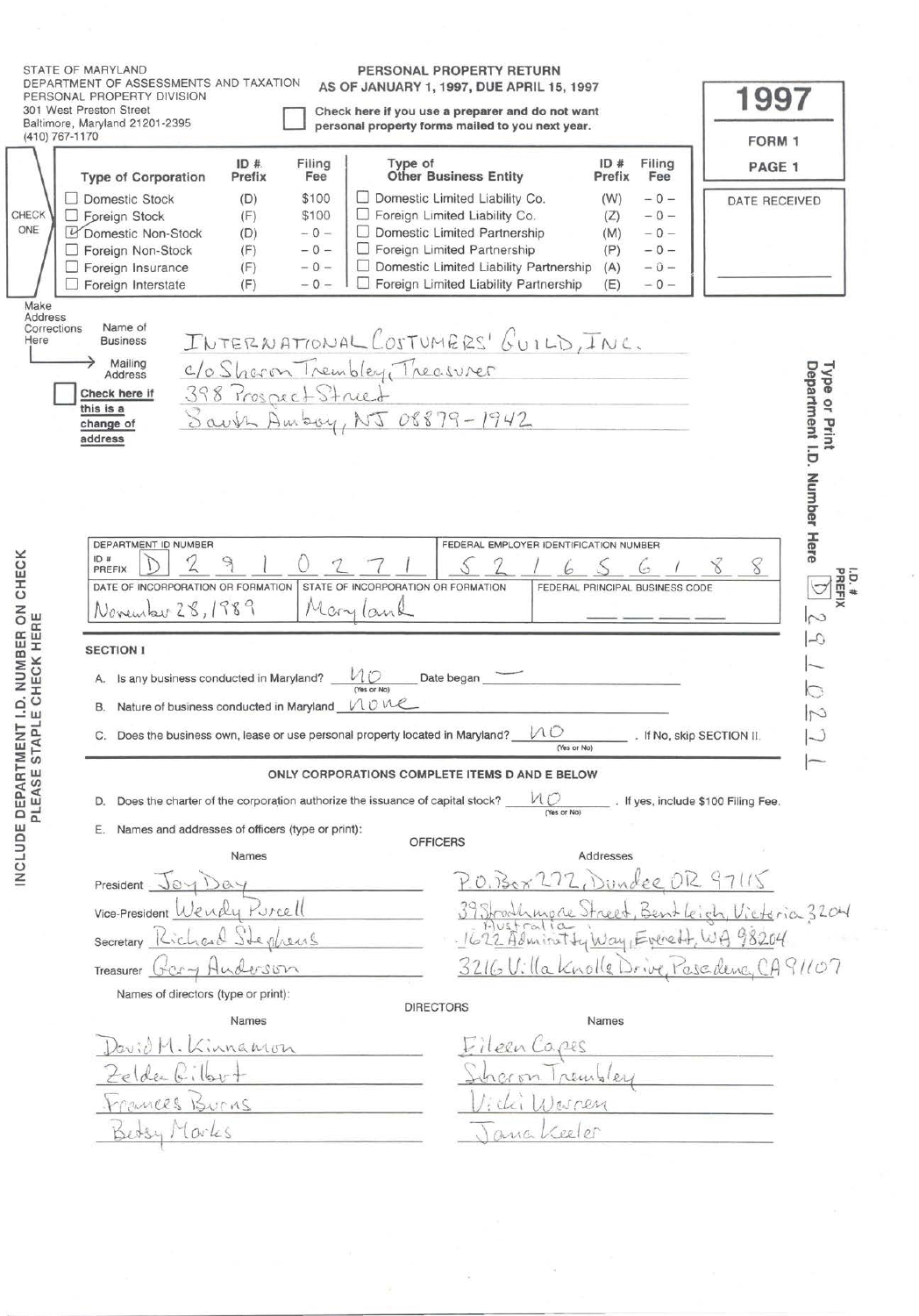STATE OF MARYLAND
DEPARTMENT OF ASSESSMENTS AND TAXATION
PERSONAL PROPERTY DIVISION
301 West Preston Street
Baltimore, Maryland 21201-2395
(410) 767-1170

# PERSONAL PROPERTY RETURN
## AS OF JANUARY 1, 1997, DUE APRIL 15, 1997

☐ Check here if you use a preparer and do not want personal property forms mailed to you next year.

**1997**
**FORM 1**
**PAGE 1**

DATE RECEIVED

CHECK ONE

| Type of Corporation | ID # Prefix | Filing Fee | Type of Other Business Entity | ID # Prefix | Filing Fee |
|---|---|---|---|---|---|
| ☐ Domestic Stock | (D) | $100 | ☐ Domestic Limited Liability Co. | (W) | – 0 – |
| ☐ Foreign Stock | (F) | $100 | ☐ Foreign Limited Liability Co. | (Z) | – 0 – |
| ☑ Domestic Non-Stock | (D) | – 0 – | ☐ Domestic Limited Partnership | (M) | – 0 – |
| ☐ Foreign Non-Stock | (F) | – 0 – | ☐ Foreign Limited Partnership | (P) | – 0 – |
| ☐ Foreign Insurance | (F) | – 0 – | ☐ Domestic Limited Liability Partnership | (A) | – 0 – |
| ☐ Foreign Interstate | (F) | – 0 – | ☐ Foreign Limited Liability Partnership | (E) | – 0 – |

Make Address Corrections Here

Name of Business: INTERNATIONAL COSTUMERS' GUILD, INC.

Mailing Address: c/o Sharon Trembley, Treasurer
398 Prospect Street
South Amboy, NJ 08879-1942

☐ Check here if this is a change of address

Type or Print Department I.D. Number Here
I.D. # PREFIX: D 29102 71

INCLUDE DEPARTMENT I.D. NUMBER ON CHECK
PLEASE STAPLE CHECK HERE

| DEPARTMENT ID NUMBER | FEDERAL EMPLOYER IDENTIFICATION NUMBER |
|---|---|
| ID # PREFIX: D 2 9 1 0 2 7 1 | 5 2 1 6 5 6 1 8 8 |

| DATE OF INCORPORATION OR FORMATION | STATE OF INCORPORATION OR FORMATION | FEDERAL PRINCIPAL BUSINESS CODE |
|---|---|---|
| November 28, 1989 | Maryland | ___ ___ ___ ___ |

### SECTION I

A. Is any business conducted in Maryland? no (Yes or No) Date began —

B. Nature of business conducted in Maryland none

C. Does the business own, lease or use personal property located in Maryland? no (Yes or No). If No, skip SECTION II.

**ONLY CORPORATIONS COMPLETE ITEMS D AND E BELOW**

D. Does the charter of the corporation authorize the issuance of capital stock? no (Yes or No). If yes, include $100 Filing Fee.

E. Names and addresses of officers (type or print):

**OFFICERS**

| | Names | Addresses |
|---|---|---|
| President | Joy Day | P.O. Box 272, Dundee OR 97115 |
| Vice-President | Wendy Purcell | 39 Strathmore Street, Bentleigh, Victoria 3204 Australia |
| Secretary | Richard Stephens | 1622 Admiralty Way, Everett, WA 98204 |
| Treasurer | Gary Anderson | 3216 Villa Knolls Drive, Pasadena, CA 91107 |

Names of directors (type or print):

**DIRECTORS**

| Names | Names |
|---|---|
| David M. Kinnamon | Eileen Capes |
| Zelda Gilbert | Sharon Trembley |
| Frances Burns | Vicki Warren |
| Betsy Marks | Jana Keeler |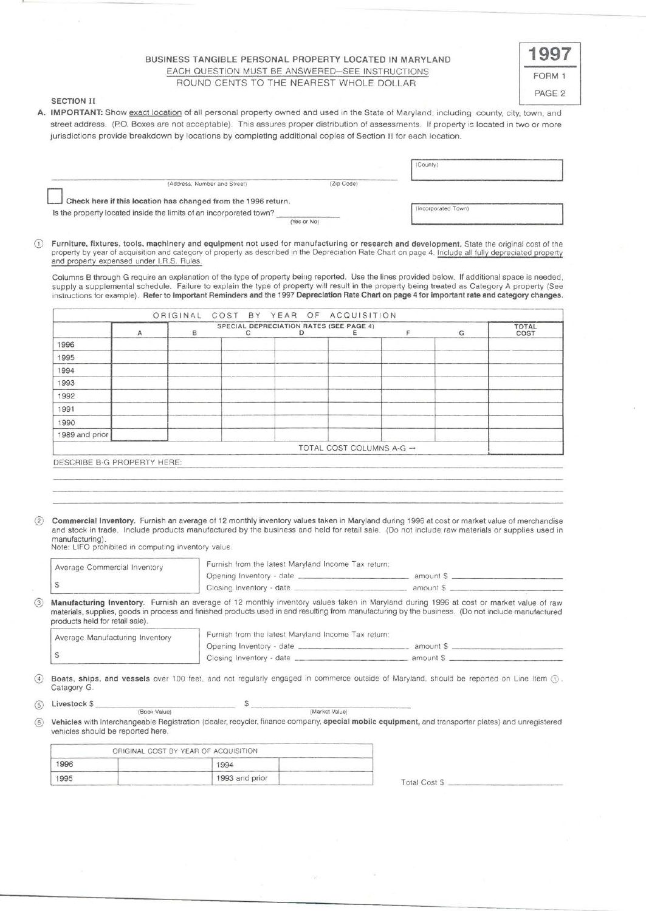# BUSINESS TANGIBLE PERSONAL PROPERTY LOCATED IN MARYLAND

EACH QUESTION MUST BE ANSWERED—SEE INSTRUCTIONS

ROUND CENTS TO THE NEAREST WHOLE DOLLAR

**1997**

FORM 1

PAGE 2

## SECTION II

**A. IMPORTANT:** Show exact location of all personal property owned and used in the State of Maryland, including county, city, town, and street address. (P.O. Boxes are not acceptable). This assures proper distribution of assessments. If property is located in two or more jurisdictions provide breakdown by locations by completing additional copies of Section II for each location.

_______________________________ (Address, Number and Street) _______ (Zip Code)

(County) _______________

☐ **Check here if this location has changed from the 1996 return.**

Is the property located inside the limits of an incorporated town? _________ (Yes or No)

(Incorporated Town) _______________

① **Furniture, fixtures, tools, machinery and equipment not used for manufacturing or research and development.** State the original cost of the property by year of acquisition and category of property as described in the Depreciation Rate Chart on page 4. Include all fully depreciated property and property expensed under I.R.S. Rules.

Columns B through G require an explanation of the type of property being reported. Use the lines provided below. If additional space is needed, supply a supplemental schedule. Failure to explain the type of property will result in the property being treated as Category A property (See instructions for example). **Refer to Important Reminders and the 1997 Depreciation Rate Chart on page 4 for important rate and category changes.**

| ORIGINAL COST BY YEAR OF ACQUISITION | | | | | | | | |
|---|---|---|---|---|---|---|---|---|
| | | SPECIAL DEPRECIATION RATES (SEE PAGE 4) | | | | | | |
| | A | B | C | D | E | F | G | TOTAL COST |
| 1996 | | | | | | | | |
| 1995 | | | | | | | | |
| 1994 | | | | | | | | |
| 1993 | | | | | | | | |
| 1992 | | | | | | | | |
| 1991 | | | | | | | | |
| 1990 | | | | | | | | |
| 1989 and prior | | | | | | | | |
| | | | | | TOTAL COST COLUMNS A-G → | | | |

DESCRIBE B-G PROPERTY HERE: _______________________________

② **Commercial Inventory.** Furnish an average of 12 monthly inventory values taken in Maryland during 1996 at cost or market value of merchandise and stock in trade. Include products manufactured by the business and held for retail sale. (Do not include raw materials or supplies used in manufacturing).
Note: LIFO prohibited in computing inventory value.

| Average Commercial Inventory | Furnish from the latest Maryland Income Tax return: |
|---|---|
| $ | Opening Inventory - date ____________ amount $ ____________ |
| | Closing Inventory - date ____________ amount $ ____________ |

③ **Manufacturing Inventory.** Furnish an average of 12 monthly inventory values taken in Maryland during 1996 at cost or market value of raw materials, supplies, goods in process and finished products used in and resulting from manufacturing by the business. (Do not include manufactured products held for retail sale).

| Average Manufacturing Inventory | Furnish from the latest Maryland Income Tax return: |
|---|---|
| $ | Opening Inventory - date ____________ amount $ ____________ |
| | Closing Inventory - date ____________ amount $ ____________ |

④ **Boats, ships, and vessels** over 100 feet, and not regularly engaged in commerce outside of Maryland, should be reported on Line Item ①, Catagory G.

⑤ **Livestock** $ ____________ (Book Value) $ ____________ (Market Value)

⑥ **Vehicles** with Interchangeable Registration (dealer, recycler, finance company, **special mobile equipment,** and transporter plates) and unregistered vehicles should be reported here.

| ORIGINAL COST BY YEAR OF ACQUISITION | | | |
|---|---|---|---|
| 1996 | | 1994 | |
| 1995 | | 1993 and prior | |

Total Cost $ ____________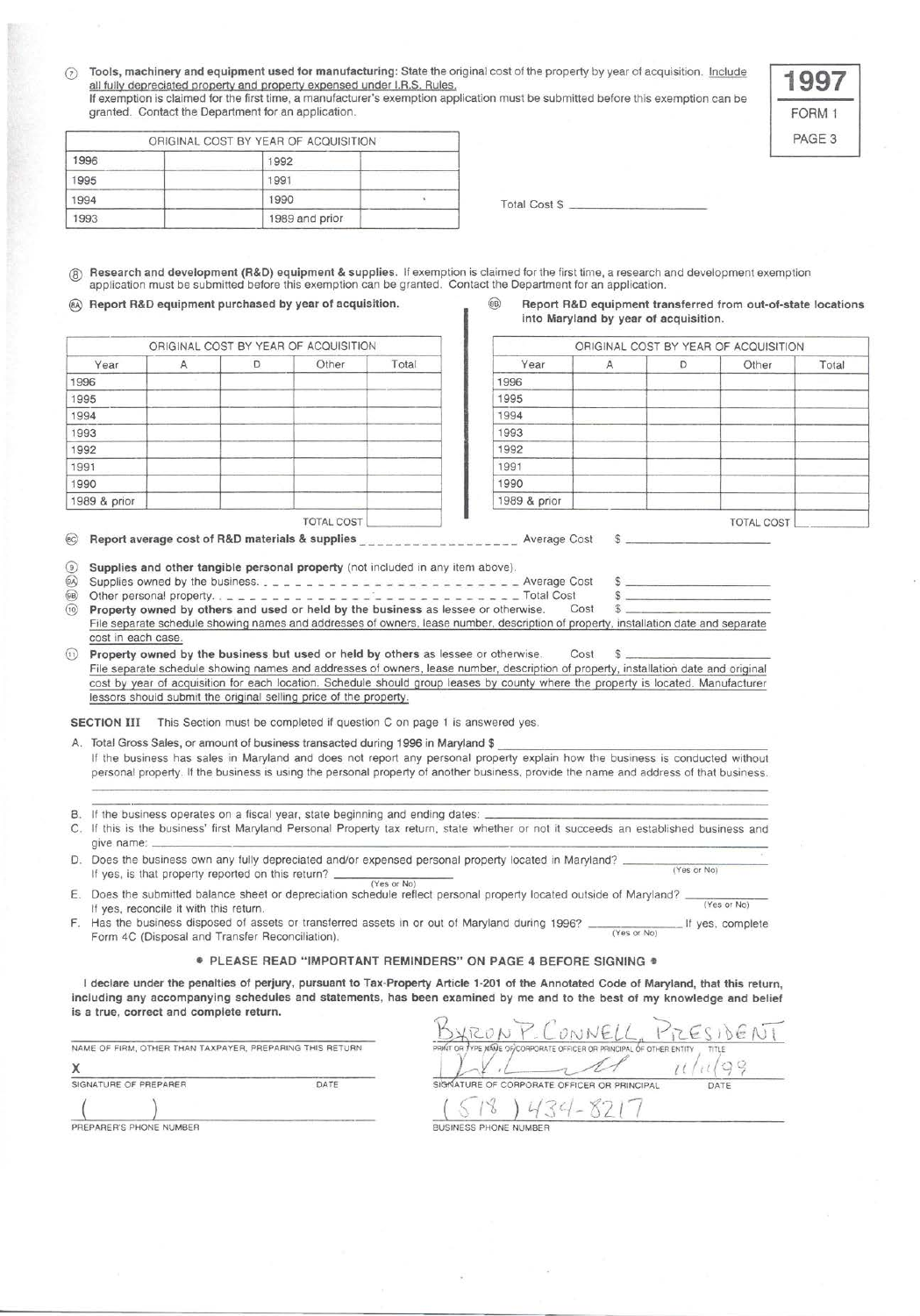**1997**
**FORM 1**
**PAGE 3**

⑦ **Tools, machinery and equipment used for manufacturing:** State the original cost of the property by year of acquisition. Include all fully depreciated property and property expensed under I.R.S. Rules.
If exemption is claimed for the first time, a manufacturer's exemption application must be submitted before this exemption can be granted. Contact the Department for an application.

| ORIGINAL COST BY YEAR OF ACQUISITION | | | |
|---|---|---|---|
| 1996 | | 1992 | |
| 1995 | | 1991 | |
| 1994 | | 1990 | |
| 1993 | | 1989 and prior | |

Total Cost $ ____________________

⑧ **Research and development (R&D) equipment & supplies.** If exemption is claimed for the first time, a research and development exemption application must be submitted before this exemption can be granted. Contact the Department for an application.

8A **Report R&D equipment purchased by year of acquisition.**

| ORIGINAL COST BY YEAR OF ACQUISITION | | | | |
|---|---|---|---|---|
| Year | A | D | Other | Total |
| 1996 | | | | |
| 1995 | | | | |
| 1994 | | | | |
| 1993 | | | | |
| 1992 | | | | |
| 1991 | | | | |
| 1990 | | | | |
| 1989 & prior | | | | |
| | | | TOTAL COST | |

8B **Report R&D equipment transferred from out-of-state locations into Maryland by year of acquisition.**

| ORIGINAL COST BY YEAR OF ACQUISITION | | | | |
|---|---|---|---|---|
| Year | A | D | Other | Total |
| 1996 | | | | |
| 1995 | | | | |
| 1994 | | | | |
| 1993 | | | | |
| 1992 | | | | |
| 1991 | | | | |
| 1990 | | | | |
| 1989 & prior | | | | |
| | | | TOTAL COST | |

8C **Report average cost of R&D materials & supplies** _ _ _ _ _ _ _ _ _ _ _ _ _ _ _ _ Average Cost $ ____________________

⑨ **Supplies and other tangible personal property** (not included in any item above).
9A Supplies owned by the business. _ _ _ _ _ _ _ _ _ _ _ _ _ _ _ _ _ _ _ _ _ _ Average Cost $ ____________________
9B Other personal property. _ _ _ _ _ _ _ _ _ _ _ _ _ _ _ _ _ _ _ _ _ _ _ _ Total Cost $ ____________________
⑩ **Property owned by others and used or held by the business** as lessee or otherwise. Cost $ ____________________
File separate schedule showing names and addresses of owners, lease number, description of property, installation date and separate cost in each case.

⑪ **Property owned by the business but used or held by others** as lessee or otherwise. Cost $ ____________________
File separate schedule showing names and addresses of owners, lease number, description of property, installation date and original cost by year of acquisition for each location. Schedule should group leases by county where the property is located. Manufacturer lessors should submit the original selling price of the property.

**SECTION III** This Section must be completed if question C on page 1 is answered yes.

A. Total Gross Sales, or amount of business transacted during 1996 in Maryland $ ____________________
If the business has sales in Maryland and does not report any personal property explain how the business is conducted without personal property. If the business is using the personal property of another business, provide the name and address of that business.

B. If the business operates on a fiscal year, state beginning and ending dates: ____________________

C. If this is the business' first Maryland Personal Property tax return, state whether or not it succeeds an established business and give name: ____________________

D. Does the business own any fully depreciated and/or expensed personal property located in Maryland? ________ (Yes or No)
If yes, is that property reported on this return? ________ (Yes or No)

E. Does the submitted balance sheet or depreciation schedule reflect personal property located outside of Maryland? ________ (Yes or No)
If yes, reconcile it with this return.

F. Has the business disposed of assets or transferred assets in or out of Maryland during 1996? ________ (Yes or No) If yes, complete Form 4C (Disposal and Transfer Reconciliation).

**• PLEASE READ "IMPORTANT REMINDERS" ON PAGE 4 BEFORE SIGNING •**

**I declare under the penalties of perjury, pursuant to Tax-Property Article 1-201 of the Annotated Code of Maryland, that this return, including any accompanying schedules and statements, has been examined by me and to the best of my knowledge and belief is a true, correct and complete return.**

____________________
NAME OF FIRM, OTHER THAN TAXPAYER, PREPARING THIS RETURN

X ____________________
SIGNATURE OF PREPARER DATE

( ) ____________________
PREPARER'S PHONE NUMBER

BYRON P. CONNELL, PRESIDENT
PRINT OR TYPE NAME OF CORPORATE OFFICER OR PRINCIPAL OF OTHER ENTITY TITLE

[signature] 11/11/99
SIGNATURE OF CORPORATE OFFICER OR PRINCIPAL DATE

(518) 434-8217
BUSINESS PHONE NUMBER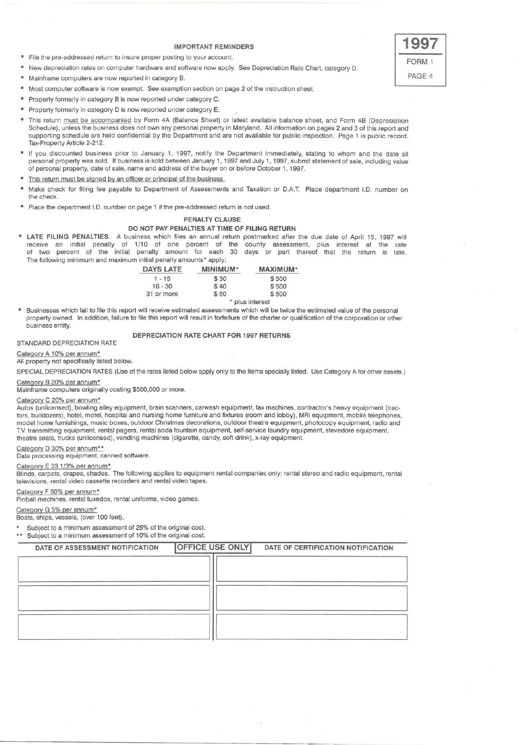1997

FORM 1

PAGE 4

## IMPORTANT REMINDERS

- File the pre-addressed return to insure proper posting to your account.
- New depreciation rates on computer hardware and software now apply. See Depreciation Rate Chart, category D.
- Mainframe computers are now reported in category B.
- Most computer software is now exempt. See exemption section on page 2 of the instruction sheet.
- Property formerly in category B is now reported under category C.
- Property formerly in category D is now reported under category E.
- This return must be accompanied by Form 4A (Balance Sheet) or latest available balance sheet, and Form 4B (Depreciation Schedule), unless the business does not own any personal property in Maryland. All information on pages 2 and 3 of this report and supporting schedule are held confidential by the Department and are not available for public inspection. Page 1 is public record. Tax-Property Article 2-212.
- If you discounted business prior to January 1, 1997, notify the Department immediately, stating to whom and the date all personal property was sold. If business is sold between January 1, 1997 and July 1, 1997, submit statement of sale, including value of personal property, date of sale, name and address of the buyer on or before October 1, 1997.
- This return must be signed by an officer or principal of the business.
- Make check for filing fee payable to Department of Assessments and Taxation or D.A.T. Place department I.D. number on the check.
- Place the department I.D. number on page 1 if the pre-addressed return is not used.

## PENALTY CLAUSE

### DO NOT PAY PENALTIES AT TIME OF FILING RETURN

- **LATE FILING PENALTIES.** A business which files an annual return postmarked after the due date of April 15, 1997 will receive an initial penalty of 1/10 of one percent of the county assessment, plus interest at the rate of two percent of the initial penalty amount for each 30 days or part thereof that the return is late. The following minimum and maximum initial penalty amounts+ apply:

| DAYS LATE | MINIMUM+ | MAXIMUM+ |
|---|---|---|
| 1 - 15 | $ 30 | $ 500 |
| 16 - 30 | $ 40 | $ 500 |
| 31 or more | $ 50 | $ 500 |

+ plus interest

- Businesses which fail to file this report will receive estimated assessments which will be twice the estimated value of the personal property owned. In addition, failure to file this report will result in forfeiture of the charter or qualification of the corporation or other business entity.

## DEPRECIATION RATE CHART FOR 1997 RETURNS

STANDARD DEPRECIATION RATE

Category A 10% per annum*
All property not specifically listed below.

SPECIAL DEPRECIATION RATES (Use of the rates listed below apply only to the items specially listed. Use Category A for other assets.)

Category B 20% per annum*
Mainframe computers originally costing $500,000 or more.

Category C 20% per annum*
Autos (unlicensed), bowling alley equipment, brain scanners, carwash equipment, fax machines, contractor's heavy equipment (tractors, bulldozers), hotel, motel, hospital and nursing home furniture and fixtures (room and lobby), MRI equipment, mobile telephones, model home furnishings, music boxes, outdoor Christmas decorations, outdoor theatre equipment, photocopy equipment, radio and T.V. transmitting equipment, rental pagers, rental soda fountain equipment, self-service laundry equipment, stevedore equipment, theatre seats, trucks (unlicensed), vending machines (cigarette, candy, soft drink), x-ray equipment.

Category D 30% per annum**
Data processing equipment, canned software.

Category E 33 1/3% per annum*
Blinds, carpets, drapes, shades. The following applies to equipment rental companies only: rental stereo and radio equipment, rental televisions, rental video cassette recorders and rental video tapes.

Category F 50% per annum*
Pinball machines, rental tuxedos, rental uniforms, video games.

Category G 5% per annum*
Boats, ships, vessels, (over 100 feet).

\* Subject to a minimum assessment of 25% of the original cost.
\*\* Subject to a minimum assessment of 10% of the original cost.

OFFICE USE ONLY

| DATE OF ASSESSMENT NOTIFICATION | DATE OF CERTIFICATION NOTIFICATION |
|---|---|
| | |
| | |
| | |